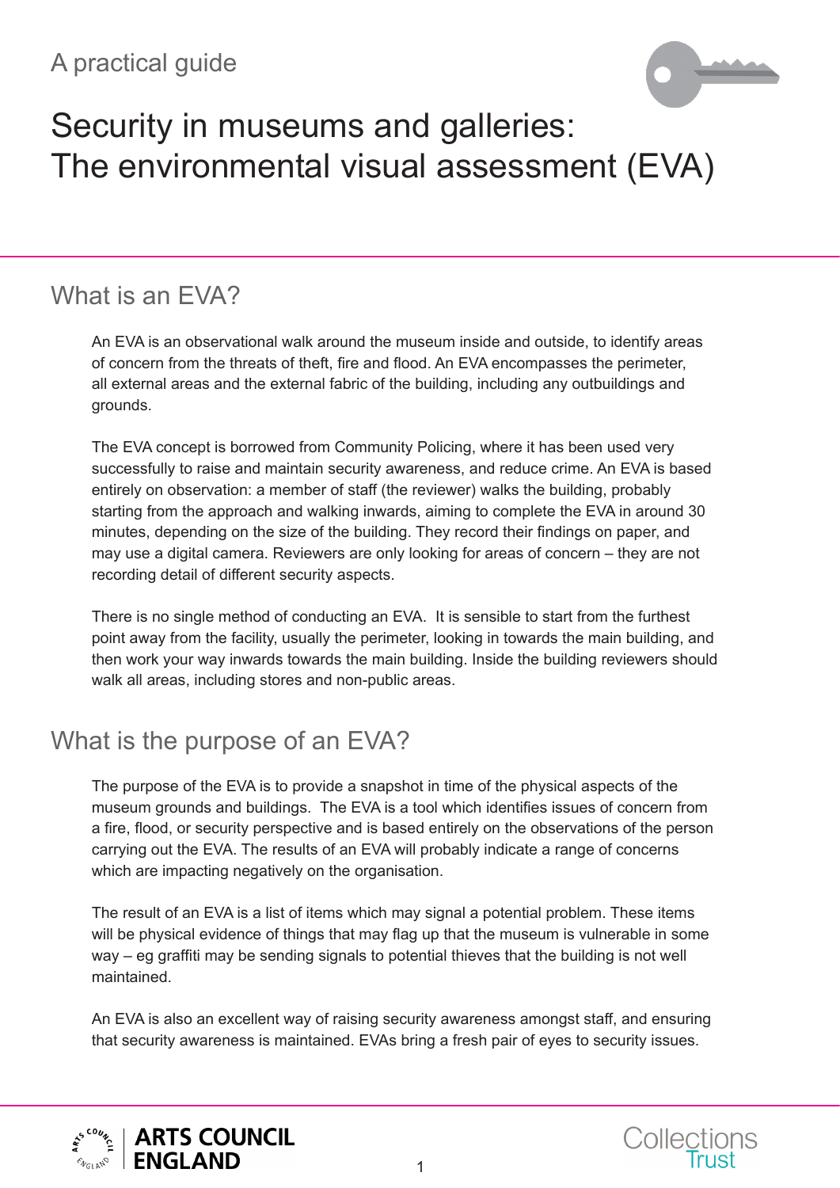A practical guide

# Security in museums and galleries: The environmental visual assessment (EVA)

## What is an EVA?

An EVA is an observational walk around the museum inside and outside, to identify areas of concern from the threats of theft, fire and flood. An EVA encompasses the perimeter, all external areas and the external fabric of the building, including any outbuildings and grounds.

The EVA concept is borrowed from Community Policing, where it has been used very successfully to raise and maintain security awareness, and reduce crime. An EVA is based entirely on observation: a member of staff (the reviewer) walks the building, probably starting from the approach and walking inwards, aiming to complete the EVA in around 30 minutes, depending on the size of the building. They record their findings on paper, and may use a digital camera. Reviewers are only looking for areas of concern – they are not recording detail of different security aspects.

There is no single method of conducting an EVA. It is sensible to start from the furthest point away from the facility, usually the perimeter, looking in towards the main building, and then work your way inwards towards the main building. Inside the building reviewers should walk all areas, including stores and non-public areas.

## What is the purpose of an EVA?

The purpose of the EVA is to provide a snapshot in time of the physical aspects of the museum grounds and buildings. The EVA is a tool which identifies issues of concern from a fire, flood, or security perspective and is based entirely on the observations of the person carrying out the EVA. The results of an EVA will probably indicate a range of concerns which are impacting negatively on the organisation.

The result of an EVA is a list of items which may signal a potential problem. These items will be physical evidence of things that may flag up that the museum is vulnerable in some way – eg graffiti may be sending signals to potential thieves that the building is not well maintained.

An EVA is also an excellent way of raising security awareness amongst staff, and ensuring that security awareness is maintained. EVAs bring a fresh pair of eyes to security issues.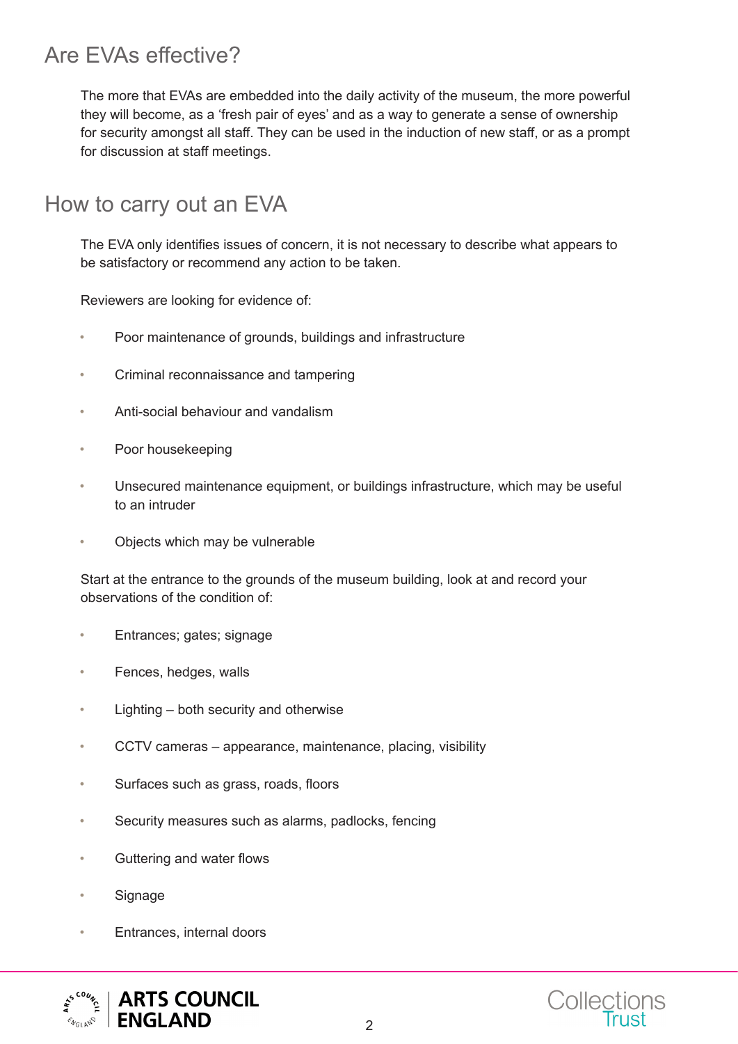## Are EVAs effective?

The more that EVAs are embedded into the daily activity of the museum, the more powerful they will become, as a 'fresh pair of eyes' and as a way to generate a sense of ownership for security amongst all staff. They can be used in the induction of new staff, or as a prompt for discussion at staff meetings.

## How to carry out an EVA

The EVA only identifies issues of concern, it is not necessary to describe what appears to be satisfactory or recommend any action to be taken.

Reviewers are looking for evidence of:

- Poor maintenance of grounds, buildings and infrastructure
- Criminal reconnaissance and tampering
- Anti-social behaviour and vandalism
- Poor housekeeping
- Unsecured maintenance equipment, or buildings infrastructure, which may be useful to an intruder
- Objects which may be vulnerable

Start at the entrance to the grounds of the museum building, look at and record your observations of the condition of:

- Entrances; gates; signage
- Fences, hedges, walls
- Lighting – both security and otherwise
- CCTV cameras – appearance, maintenance, placing, visibility
- Surfaces such as grass, roads, floors
- Security measures such as alarms, padlocks, fencing
- Guttering and water flows
- Signage
- Entrances, internal doors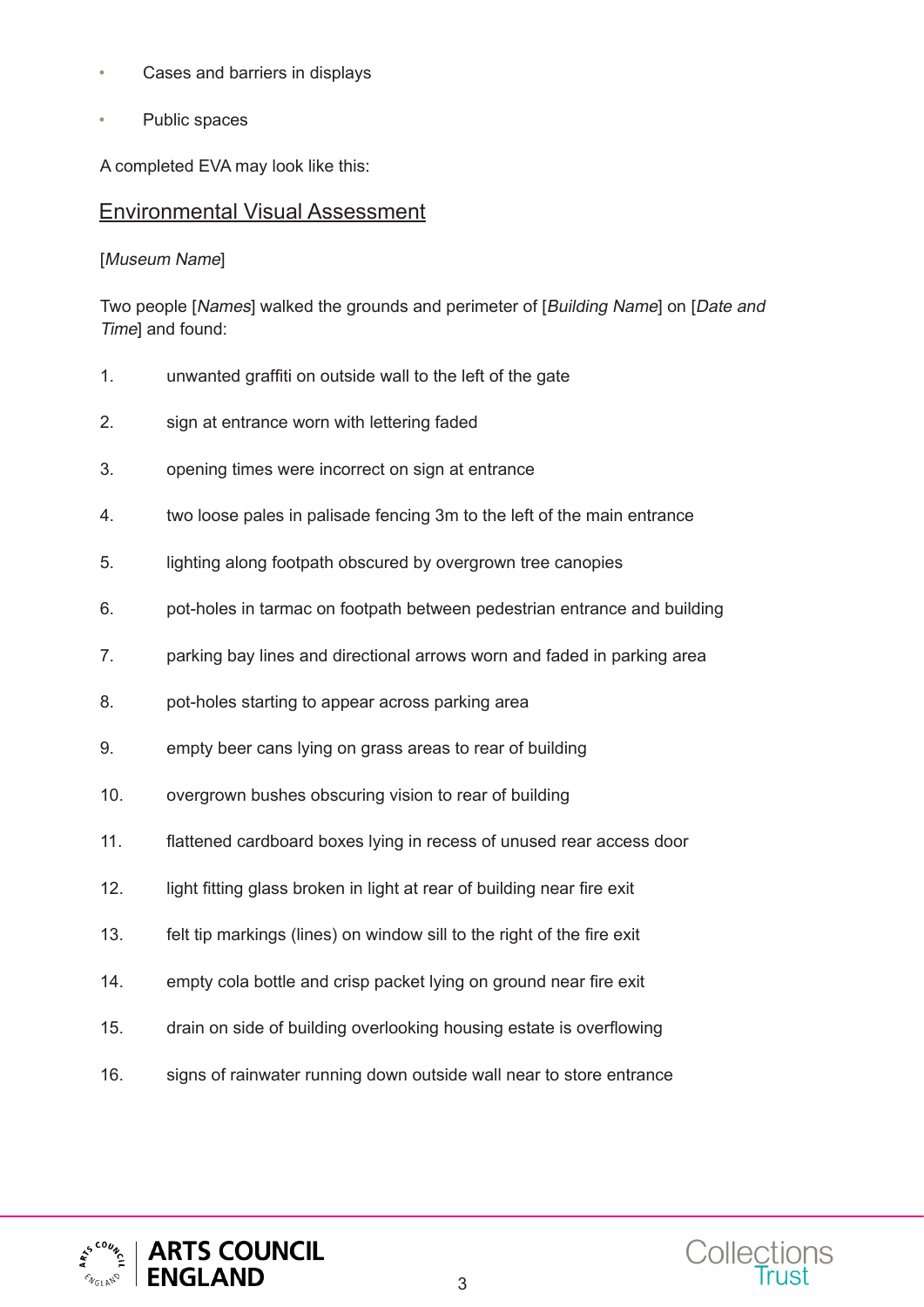- Cases and barriers in displays
- Public spaces

A completed EVA may look like this:

## Environmental Visual Assessment

[*Museum Name*]

Two people [*Names*] walked the grounds and perimeter of [*Building Name*] on [*Date and Time*] and found:

1. unwanted graffiti on outside wall to the left of the gate
2. sign at entrance worn with lettering faded
3. opening times were incorrect on sign at entrance
4. two loose pales in palisade fencing 3m to the left of the main entrance
5. lighting along footpath obscured by overgrown tree canopies
6. pot-holes in tarmac on footpath between pedestrian entrance and building
7. parking bay lines and directional arrows worn and faded in parking area
8. pot-holes starting to appear across parking area
9. empty beer cans lying on grass areas to rear of building
10. overgrown bushes obscuring vision to rear of building
11. flattened cardboard boxes lying in recess of unused rear access door
12. light fitting glass broken in light at rear of building near fire exit
13. felt tip markings (lines) on window sill to the right of the fire exit
14. empty cola bottle and crisp packet lying on ground near fire exit
15. drain on side of building overlooking housing estate is overflowing
16. signs of rainwater running down outside wall near to store entrance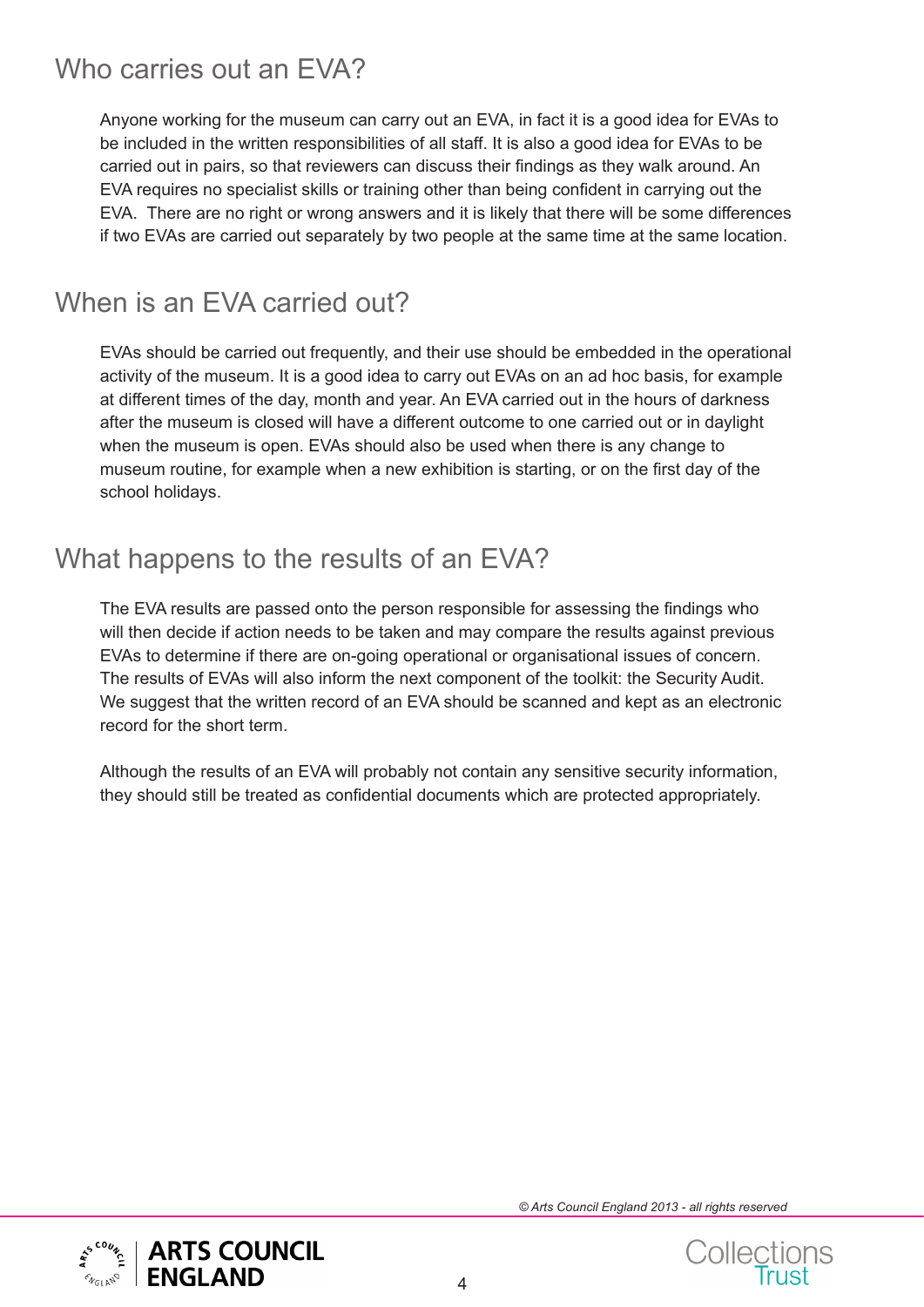## Who carries out an EVA?

Anyone working for the museum can carry out an EVA, in fact it is a good idea for EVAs to be included in the written responsibilities of all staff. It is also a good idea for EVAs to be carried out in pairs, so that reviewers can discuss their findings as they walk around. An EVA requires no specialist skills or training other than being confident in carrying out the EVA.  There are no right or wrong answers and it is likely that there will be some differences if two EVAs are carried out separately by two people at the same time at the same location.

## When is an EVA carried out?

EVAs should be carried out frequently, and their use should be embedded in the operational activity of the museum. It is a good idea to carry out EVAs on an ad hoc basis, for example at different times of the day, month and year. An EVA carried out in the hours of darkness after the museum is closed will have a different outcome to one carried out or in daylight when the museum is open. EVAs should also be used when there is any change to museum routine, for example when a new exhibition is starting, or on the first day of the school holidays.

## What happens to the results of an EVA?

The EVA results are passed onto the person responsible for assessing the findings who will then decide if action needs to be taken and may compare the results against previous EVAs to determine if there are on-going operational or organisational issues of concern. The results of EVAs will also inform the next component of the toolkit: the Security Audit. We suggest that the written record of an EVA should be scanned and kept as an electronic record for the short term.

Although the results of an EVA will probably not contain any sensitive security information, they should still be treated as confidential documents which are protected appropriately.

*© Arts Council England 2013 - all rights reserved*